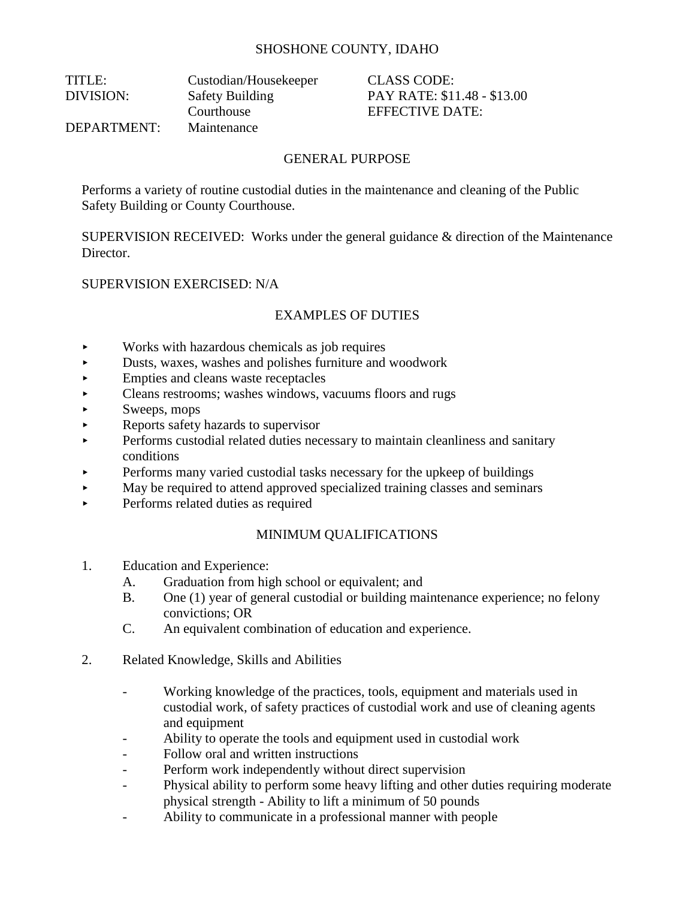SHOSHONE COUNTY, IDAHO

| | | |
|---|---|---|
| TITLE: | Custodian/Housekeeper | CLASS CODE: |
| DIVISION: | Safety Building<br>Courthouse | PAY RATE: $11.48 - $13.00<br>EFFECTIVE DATE: |
| DEPARTMENT: | Maintenance | |

## GENERAL PURPOSE

Performs a variety of routine custodial duties in the maintenance and cleaning of the Public Safety Building or County Courthouse.

SUPERVISION RECEIVED: Works under the general guidance & direction of the Maintenance Director.

SUPERVISION EXERCISED: N/A

## EXAMPLES OF DUTIES

- Works with hazardous chemicals as job requires
- Dusts, waxes, washes and polishes furniture and woodwork
- Empties and cleans waste receptacles
- Cleans restrooms; washes windows, vacuums floors and rugs
- Sweeps, mops
- Reports safety hazards to supervisor
- Performs custodial related duties necessary to maintain cleanliness and sanitary conditions
- Performs many varied custodial tasks necessary for the upkeep of buildings
- May be required to attend approved specialized training classes and seminars
- Performs related duties as required

## MINIMUM QUALIFICATIONS

1. Education and Experience:
   A. Graduation from high school or equivalent; and
   B. One (1) year of general custodial or building maintenance experience; no felony convictions; OR
   C. An equivalent combination of education and experience.

2. Related Knowledge, Skills and Abilities

   - Working knowledge of the practices, tools, equipment and materials used in custodial work, of safety practices of custodial work and use of cleaning agents and equipment
   - Ability to operate the tools and equipment used in custodial work
   - Follow oral and written instructions
   - Perform work independently without direct supervision
   - Physical ability to perform some heavy lifting and other duties requiring moderate physical strength - Ability to lift a minimum of 50 pounds
   - Ability to communicate in a professional manner with people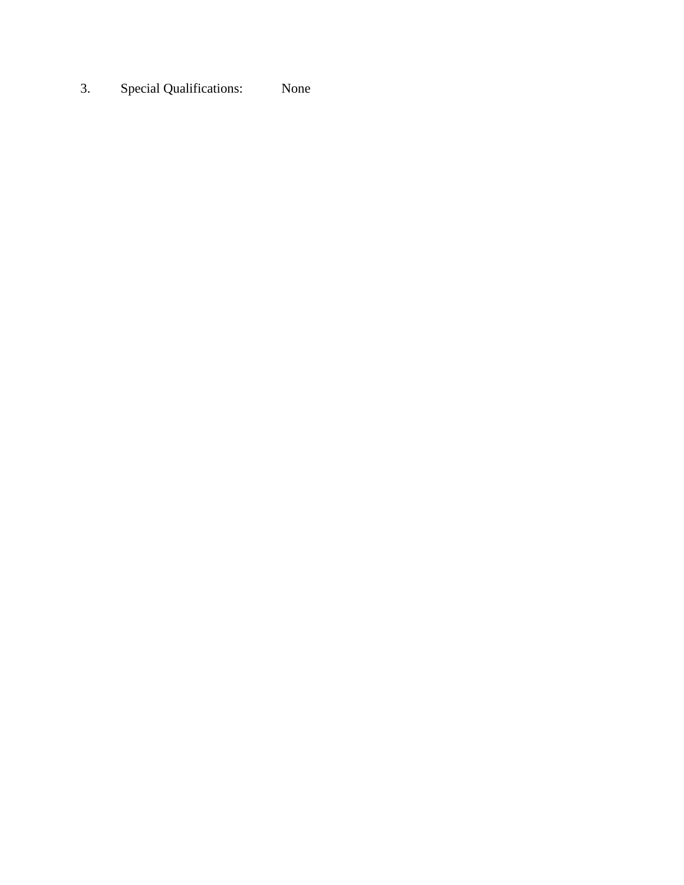3. Special Qualifications: None